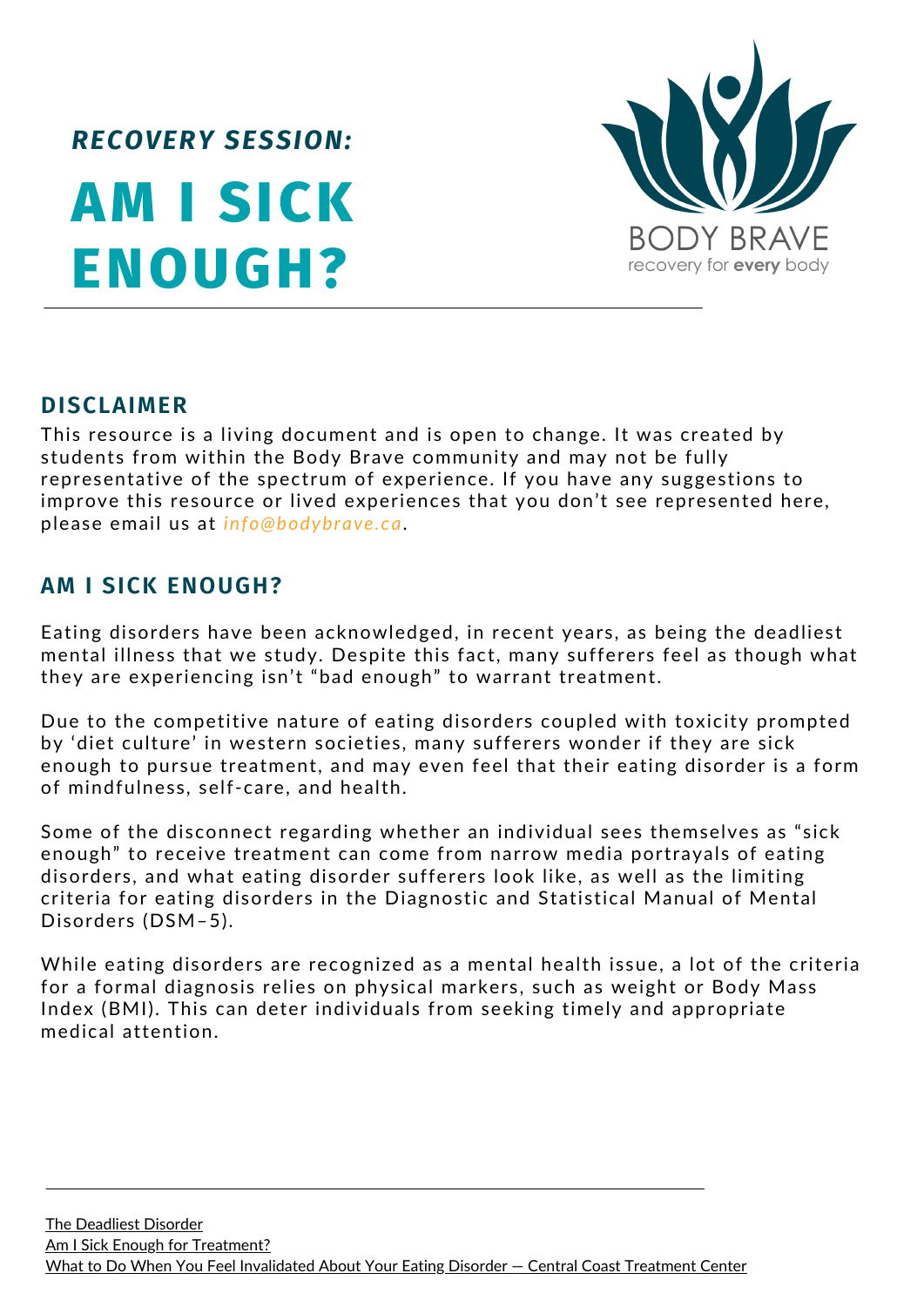*RECOVERY SESSION:*

# AM I SICK ENOUGH?

BODY BRAVE
recovery for **every** body

## DISCLAIMER

This resource is a living document and is open to change. It was created by students from within the Body Brave community and may not be fully representative of the spectrum of experience. If you have any suggestions to improve this resource or lived experiences that you don't see represented here, please email us at *info@bodybrave.ca*.

## AM I SICK ENOUGH?

Eating disorders have been acknowledged, in recent years, as being the deadliest mental illness that we study. Despite this fact, many sufferers feel as though what they are experiencing isn't "bad enough" to warrant treatment.

Due to the competitive nature of eating disorders coupled with toxicity prompted by 'diet culture' in western societies, many sufferers wonder if they are sick enough to pursue treatment, and may even feel that their eating disorder is a form of mindfulness, self-care, and health.

Some of the disconnect regarding whether an individual sees themselves as "sick enough" to receive treatment can come from narrow media portrayals of eating disorders, and what eating disorder sufferers look like, as well as the limiting criteria for eating disorders in the Diagnostic and Statistical Manual of Mental Disorders (DSM–5).

While eating disorders are recognized as a mental health issue, a lot of the criteria for a formal diagnosis relies on physical markers, such as weight or Body Mass Index (BMI). This can deter individuals from seeking timely and appropriate medical attention.

---

The Deadliest Disorder
Am I Sick Enough for Treatment?
What to Do When You Feel Invalidated About Your Eating Disorder — Central Coast Treatment Center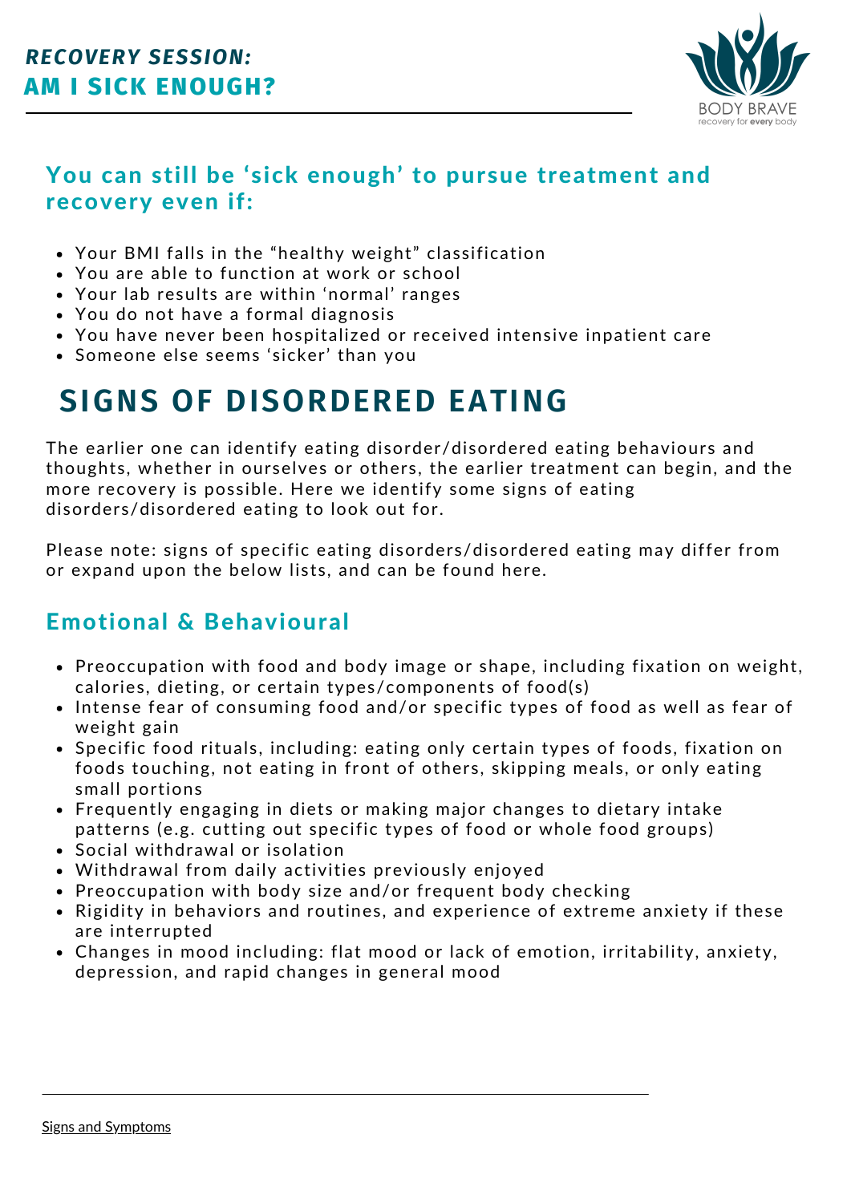*RECOVERY SESSION:*
**AM I SICK ENOUGH?**

BODY BRAVE
recovery for **every** body

## You can still be 'sick enough' to pursue treatment and recovery even if:

- Your BMI falls in the "healthy weight" classification
- You are able to function at work or school
- Your lab results are within 'normal' ranges
- You do not have a formal diagnosis
- You have never been hospitalized or received intensive inpatient care
- Someone else seems 'sicker' than you

# SIGNS OF DISORDERED EATING

The earlier one can identify eating disorder/disordered eating behaviours and thoughts, whether in ourselves or others, the earlier treatment can begin, and the more recovery is possible. Here we identify some signs of eating disorders/disordered eating to look out for.

Please note: signs of specific eating disorders/disordered eating may differ from or expand upon the below lists, and can be found here.

## Emotional & Behavioural

- Preoccupation with food and body image or shape, including fixation on weight, calories, dieting, or certain types/components of food(s)
- Intense fear of consuming food and/or specific types of food as well as fear of weight gain
- Specific food rituals, including: eating only certain types of foods, fixation on foods touching, not eating in front of others, skipping meals, or only eating small portions
- Frequently engaging in diets or making major changes to dietary intake patterns (e.g. cutting out specific types of food or whole food groups)
- Social withdrawal or isolation
- Withdrawal from daily activities previously enjoyed
- Preoccupation with body size and/or frequent body checking
- Rigidity in behaviors and routines, and experience of extreme anxiety if these are interrupted
- Changes in mood including: flat mood or lack of emotion, irritability, anxiety, depression, and rapid changes in general mood

Signs and Symptoms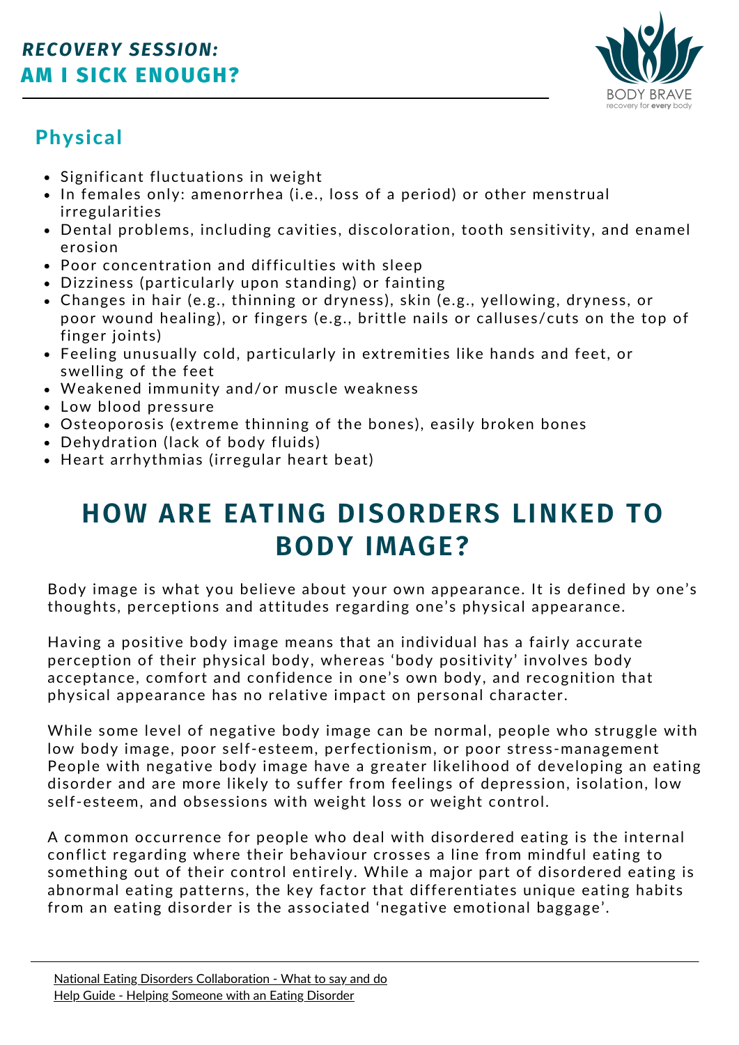## Physical

- Significant fluctuations in weight
- In females only: amenorrhea (i.e., loss of a period) or other menstrual irregularities
- Dental problems, including cavities, discoloration, tooth sensitivity, and enamel erosion
- Poor concentration and difficulties with sleep
- Dizziness (particularly upon standing) or fainting
- Changes in hair (e.g., thinning or dryness), skin (e.g., yellowing, dryness, or poor wound healing), or fingers (e.g., brittle nails or calluses/cuts on the top of finger joints)
- Feeling unusually cold, particularly in extremities like hands and feet, or swelling of the feet
- Weakened immunity and/or muscle weakness
- Low blood pressure
- Osteoporosis (extreme thinning of the bones), easily broken bones
- Dehydration (lack of body fluids)
- Heart arrhythmias (irregular heart beat)

# HOW ARE EATING DISORDERS LINKED TO BODY IMAGE?

Body image is what you believe about your own appearance. It is defined by one's thoughts, perceptions and attitudes regarding one's physical appearance.

Having a positive body image means that an individual has a fairly accurate perception of their physical body, whereas 'body positivity' involves body acceptance, comfort and confidence in one's own body, and recognition that physical appearance has no relative impact on personal character.

While some level of negative body image can be normal, people who struggle with low body image, poor self-esteem, perfectionism, or poor stress-management People with negative body image have a greater likelihood of developing an eating disorder and are more likely to suffer from feelings of depression, isolation, low self-esteem, and obsessions with weight loss or weight control.

A common occurrence for people who deal with disordered eating is the internal conflict regarding where their behaviour crosses a line from mindful eating to something out of their control entirely. While a major part of disordered eating is abnormal eating patterns, the key factor that differentiates unique eating habits from an eating disorder is the associated 'negative emotional baggage'.

National Eating Disorders Collaboration - What to say and do
Help Guide - Helping Someone with an Eating Disorder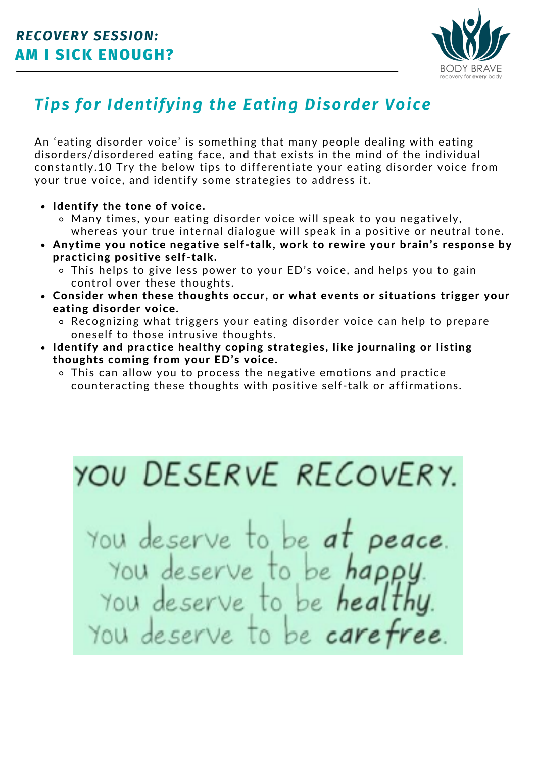**RECOVERY SESSION:**
**AM I SICK ENOUGH?**

## Tips for Identifying the Eating Disorder Voice

An 'eating disorder voice' is something that many people dealing with eating disorders/disordered eating face, and that exists in the mind of the individual constantly.10 Try the below tips to differentiate your eating disorder voice from your true voice, and identify some strategies to address it.

- **Identify the tone of voice.**
  - Many times, your eating disorder voice will speak to you negatively, whereas your true internal dialogue will speak in a positive or neutral tone.
- **Anytime you notice negative self-talk, work to rewire your brain's response by practicing positive self-talk.**
  - This helps to give less power to your ED's voice, and helps you to gain control over these thoughts.
- **Consider when these thoughts occur, or what events or situations trigger your eating disorder voice.**
  - Recognizing what triggers your eating disorder voice can help to prepare oneself to those intrusive thoughts.
- **Identify and practice healthy coping strategies, like journaling or listing thoughts coming from your ED's voice.**
  - This can allow you to process the negative emotions and practice counteracting these thoughts with positive self-talk or affirmations.

YOU DESERVE RECOVERY.

You deserve to be **at peace**.
You deserve to be **happy**.
You deserve to be **healthy**.
You deserve to be **carefree**.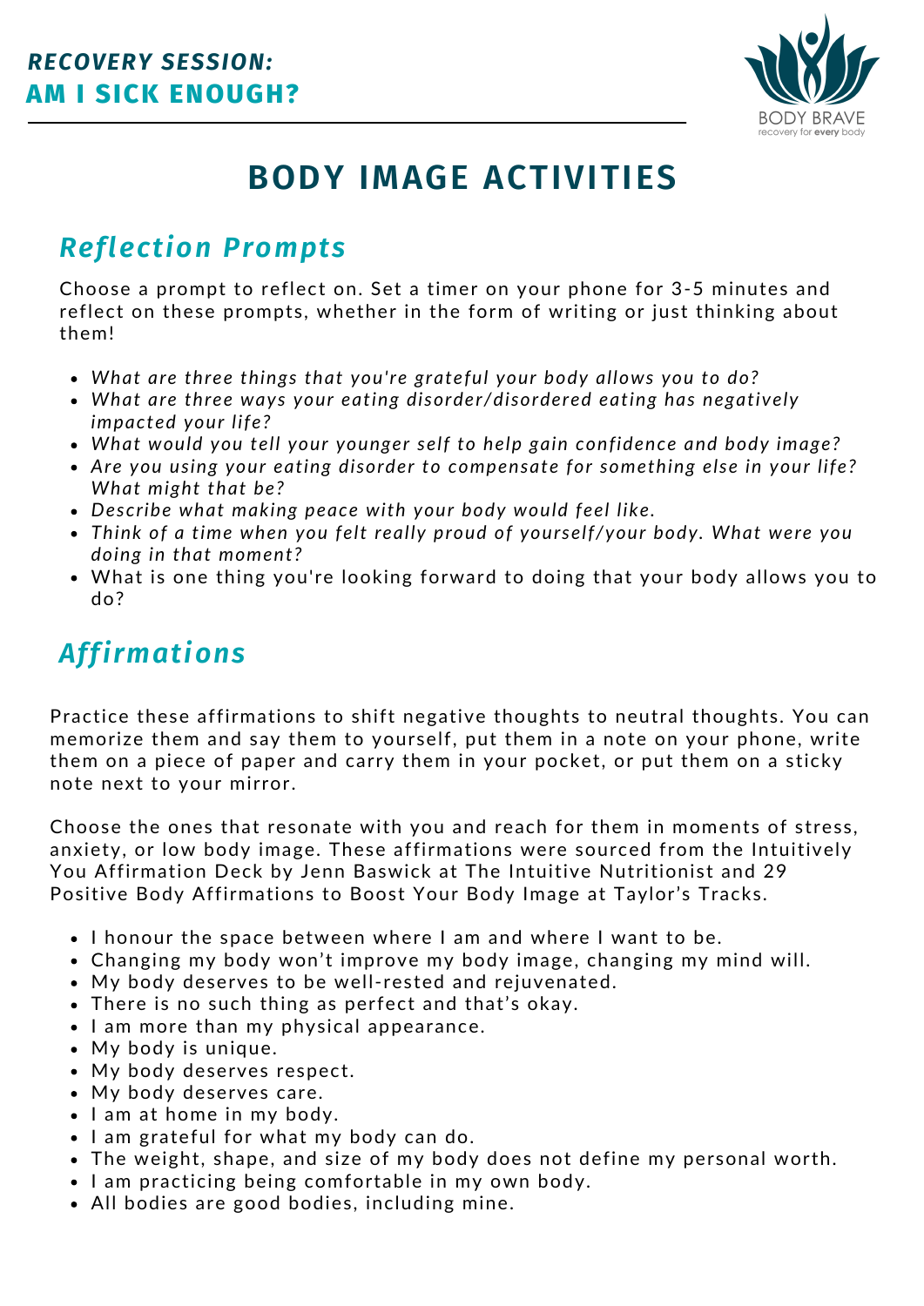***RECOVERY SESSION:***
**AM I SICK ENOUGH?**

BODY BRAVE
recovery for **every** body

# BODY IMAGE ACTIVITIES

## *Reflection Prompts*

Choose a prompt to reflect on. Set a timer on your phone for 3-5 minutes and reflect on these prompts, whether in the form of writing or just thinking about them!

- *What are three things that you're grateful your body allows you to do?*
- *What are three ways your eating disorder/disordered eating has negatively impacted your life?*
- *What would you tell your younger self to help gain confidence and body image?*
- *Are you using your eating disorder to compensate for something else in your life? What might that be?*
- *Describe what making peace with your body would feel like.*
- *Think of a time when you felt really proud of yourself/your body. What were you doing in that moment?*
- What is one thing you're looking forward to doing that your body allows you to do?

## *Affirmations*

Practice these affirmations to shift negative thoughts to neutral thoughts. You can memorize them and say them to yourself, put them in a note on your phone, write them on a piece of paper and carry them in your pocket, or put them on a sticky note next to your mirror.

Choose the ones that resonate with you and reach for them in moments of stress, anxiety, or low body image. These affirmations were sourced from the Intuitively You Affirmation Deck by Jenn Baswick at The Intuitive Nutritionist and 29 Positive Body Affirmations to Boost Your Body Image at Taylor's Tracks.

- I honour the space between where I am and where I want to be.
- Changing my body won't improve my body image, changing my mind will.
- My body deserves to be well-rested and rejuvenated.
- There is no such thing as perfect and that's okay.
- I am more than my physical appearance.
- My body is unique.
- My body deserves respect.
- My body deserves care.
- I am at home in my body.
- I am grateful for what my body can do.
- The weight, shape, and size of my body does not define my personal worth.
- I am practicing being comfortable in my own body.
- All bodies are good bodies, including mine.